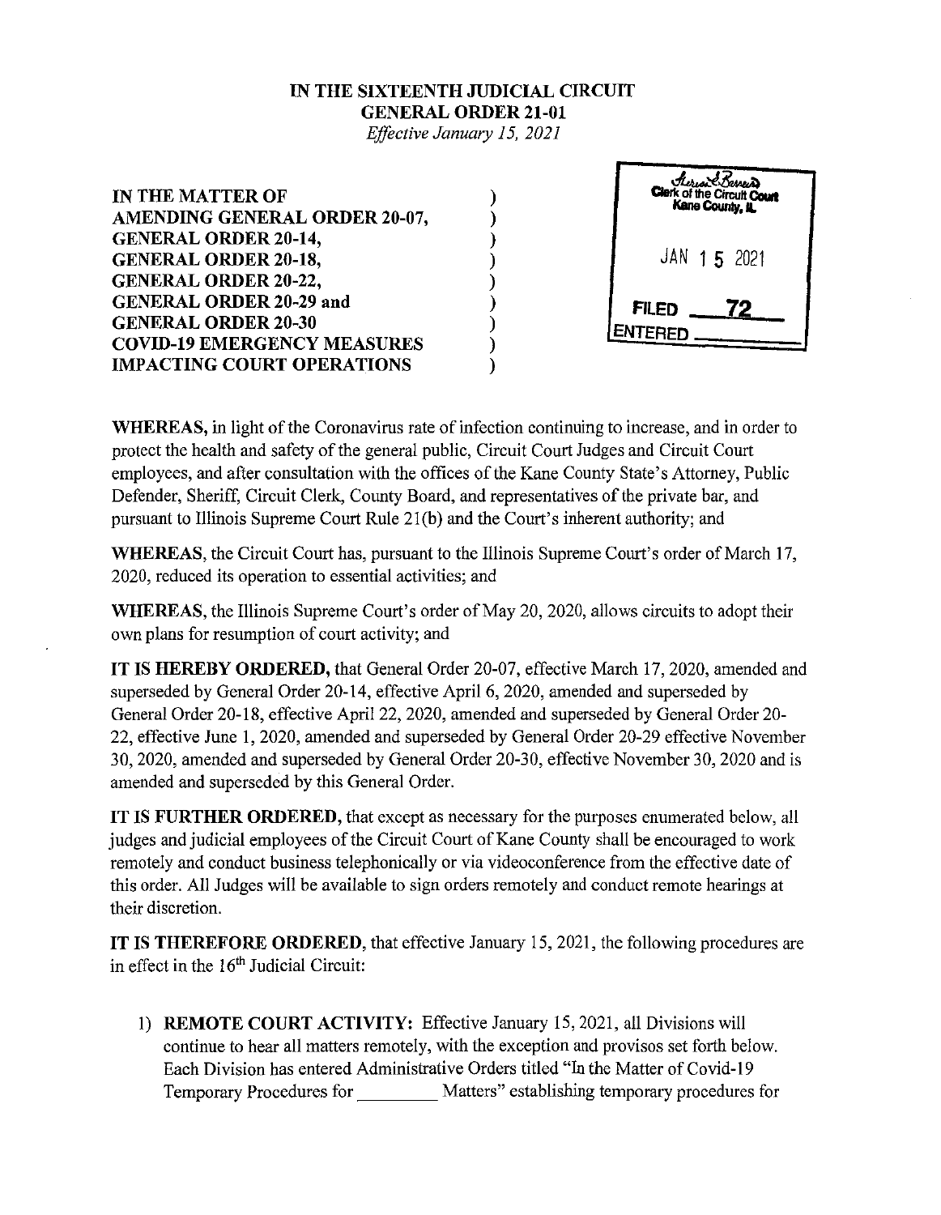**IN THE SIXTEENTH JUDICIAL CIRCUIT**
**GENERAL ORDER 21-01**
*Effective January 15, 2021*

**IN THE MATTER OF** )
**AMENDING GENERAL ORDER 20-07,** )
**GENERAL ORDER 20-14,** )
**GENERAL ORDER 20-18,** )
**GENERAL ORDER 20-22,** )
**GENERAL ORDER 20-29 and** )
**GENERAL ORDER 20-30** )
**COVID-19 EMERGENCY MEASURES** )
**IMPACTING COURT OPERATIONS** )

Clerk of the Circuit Court
Kane County, IL

JAN 15 2021

FILED 72
ENTERED

**WHEREAS,** in light of the Coronavirus rate of infection continuing to increase, and in order to protect the health and safety of the general public, Circuit Court Judges and Circuit Court employees, and after consultation with the offices of the Kane County State's Attorney, Public Defender, Sheriff, Circuit Clerk, County Board, and representatives of the private bar, and pursuant to Illinois Supreme Court Rule 21(b) and the Court's inherent authority; and

**WHEREAS,** the Circuit Court has, pursuant to the Illinois Supreme Court's order of March 17, 2020, reduced its operation to essential activities; and

**WHEREAS,** the Illinois Supreme Court's order of May 20, 2020, allows circuits to adopt their own plans for resumption of court activity; and

**IT IS HEREBY ORDERED,** that General Order 20-07, effective March 17, 2020, amended and superseded by General Order 20-14, effective April 6, 2020, amended and superseded by General Order 20-18, effective April 22, 2020, amended and superseded by General Order 20-22, effective June 1, 2020, amended and superseded by General Order 20-29 effective November 30, 2020, amended and superseded by General Order 20-30, effective November 30, 2020 and is amended and superseded by this General Order.

**IT IS FURTHER ORDERED,** that except as necessary for the purposes enumerated below, all judges and judicial employees of the Circuit Court of Kane County shall be encouraged to work remotely and conduct business telephonically or via videoconference from the effective date of this order. All Judges will be available to sign orders remotely and conduct remote hearings at their discretion.

**IT IS THEREFORE ORDERED,** that effective January 15, 2021, the following procedures are in effect in the 16th Judicial Circuit:

1) **REMOTE COURT ACTIVITY:** Effective January 15, 2021, all Divisions will continue to hear all matters remotely, with the exception and provisos set forth below. Each Division has entered Administrative Orders titled "In the Matter of Covid-19 Temporary Procedures for _________ Matters" establishing temporary procedures for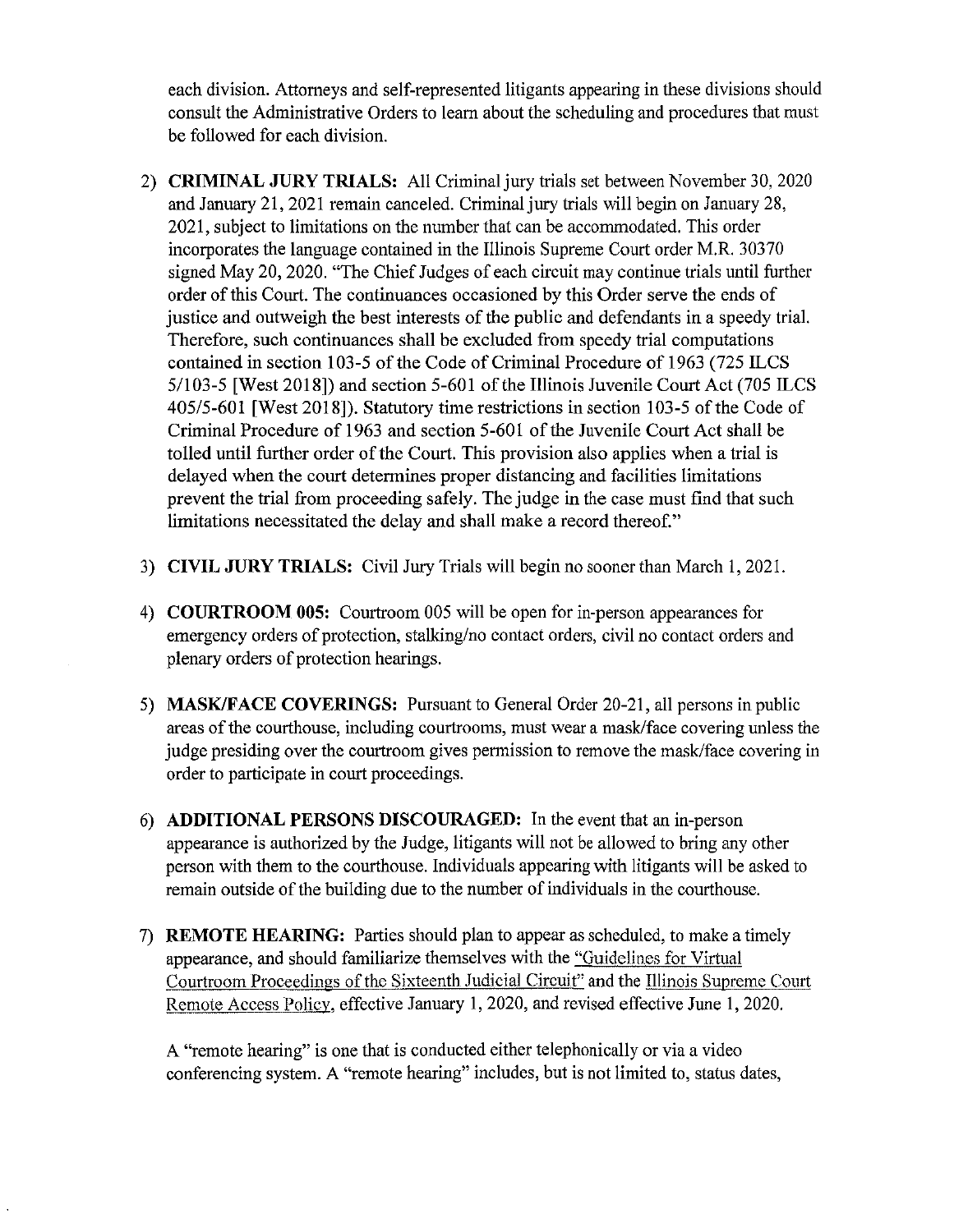each division. Attorneys and self-represented litigants appearing in these divisions should consult the Administrative Orders to learn about the scheduling and procedures that must be followed for each division.

2) **CRIMINAL JURY TRIALS:** All Criminal jury trials set between November 30, 2020 and January 21, 2021 remain canceled. Criminal jury trials will begin on January 28, 2021, subject to limitations on the number that can be accommodated. This order incorporates the language contained in the Illinois Supreme Court order M.R. 30370 signed May 20, 2020. "The Chief Judges of each circuit may continue trials until further order of this Court. The continuances occasioned by this Order serve the ends of justice and outweigh the best interests of the public and defendants in a speedy trial. Therefore, such continuances shall be excluded from speedy trial computations contained in section 103-5 of the Code of Criminal Procedure of 1963 (725 ILCS 5/103-5 [West 2018]) and section 5-601 of the Illinois Juvenile Court Act (705 ILCS 405/5-601 [West 2018]). Statutory time restrictions in section 103-5 of the Code of Criminal Procedure of 1963 and section 5-601 of the Juvenile Court Act shall be tolled until further order of the Court. This provision also applies when a trial is delayed when the court determines proper distancing and facilities limitations prevent the trial from proceeding safely. The judge in the case must find that such limitations necessitated the delay and shall make a record thereof."

3) **CIVIL JURY TRIALS:** Civil Jury Trials will begin no sooner than March 1, 2021.

4) **COURTROOM 005:** Courtroom 005 will be open for in-person appearances for emergency orders of protection, stalking/no contact orders, civil no contact orders and plenary orders of protection hearings.

5) **MASK/FACE COVERINGS:** Pursuant to General Order 20-21, all persons in public areas of the courthouse, including courtrooms, must wear a mask/face covering unless the judge presiding over the courtroom gives permission to remove the mask/face covering in order to participate in court proceedings.

6) **ADDITIONAL PERSONS DISCOURAGED:** In the event that an in-person appearance is authorized by the Judge, litigants will not be allowed to bring any other person with them to the courthouse. Individuals appearing with litigants will be asked to remain outside of the building due to the number of individuals in the courthouse.

7) **REMOTE HEARING:** Parties should plan to appear as scheduled, to make a timely appearance, and should familiarize themselves with the "Guidelines for Virtual Courtroom Proceedings of the Sixteenth Judicial Circuit" and the Illinois Supreme Court Remote Access Policy, effective January 1, 2020, and revised effective June 1, 2020.

   A "remote hearing" is one that is conducted either telephonically or via a video conferencing system. A "remote hearing" includes, but is not limited to, status dates,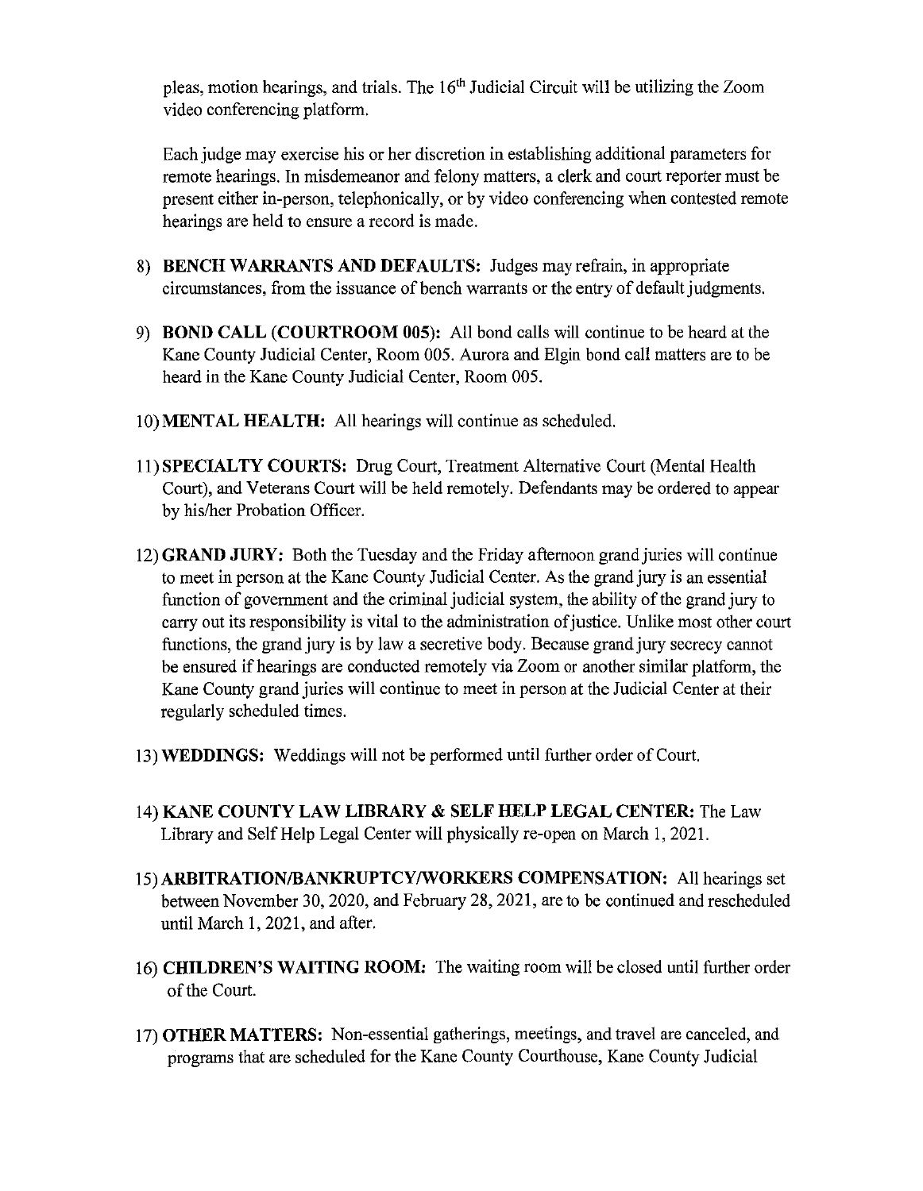pleas, motion hearings, and trials. The 16th Judicial Circuit will be utilizing the Zoom video conferencing platform.

Each judge may exercise his or her discretion in establishing additional parameters for remote hearings. In misdemeanor and felony matters, a clerk and court reporter must be present either in-person, telephonically, or by video conferencing when contested remote hearings are held to ensure a record is made.

8) **BENCH WARRANTS AND DEFAULTS:** Judges may refrain, in appropriate circumstances, from the issuance of bench warrants or the entry of default judgments.

9) **BOND CALL (COURTROOM 005):** All bond calls will continue to be heard at the Kane County Judicial Center, Room 005. Aurora and Elgin bond call matters are to be heard in the Kane County Judicial Center, Room 005.

10) **MENTAL HEALTH:** All hearings will continue as scheduled.

11) **SPECIALTY COURTS:** Drug Court, Treatment Alternative Court (Mental Health Court), and Veterans Court will be held remotely. Defendants may be ordered to appear by his/her Probation Officer.

12) **GRAND JURY:** Both the Tuesday and the Friday afternoon grand juries will continue to meet in person at the Kane County Judicial Center. As the grand jury is an essential function of government and the criminal judicial system, the ability of the grand jury to carry out its responsibility is vital to the administration of justice. Unlike most other court functions, the grand jury is by law a secretive body. Because grand jury secrecy cannot be ensured if hearings are conducted remotely via Zoom or another similar platform, the Kane County grand juries will continue to meet in person at the Judicial Center at their regularly scheduled times.

13) **WEDDINGS:** Weddings will not be performed until further order of Court.

14) **KANE COUNTY LAW LIBRARY & SELF HELP LEGAL CENTER:** The Law Library and Self Help Legal Center will physically re-open on March 1, 2021.

15) **ARBITRATION/BANKRUPTCY/WORKERS COMPENSATION:** All hearings set between November 30, 2020, and February 28, 2021, are to be continued and rescheduled until March 1, 2021, and after.

16) **CHILDREN'S WAITING ROOM:** The waiting room will be closed until further order of the Court.

17) **OTHER MATTERS:** Non-essential gatherings, meetings, and travel are canceled, and programs that are scheduled for the Kane County Courthouse, Kane County Judicial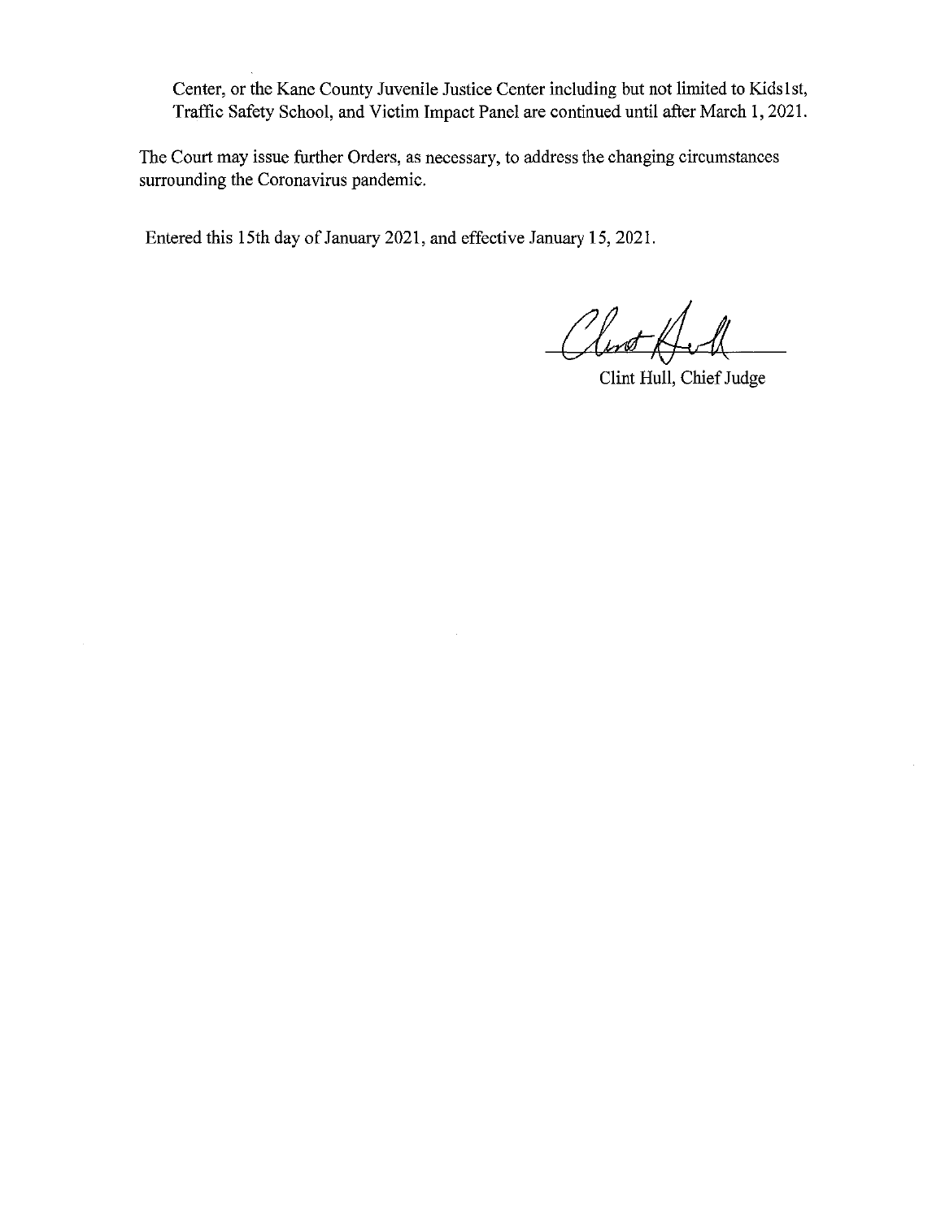Center, or the Kane County Juvenile Justice Center including but not limited to Kids1st, Traffic Safety School, and Victim Impact Panel are continued until after March 1, 2021.

The Court may issue further Orders, as necessary, to address the changing circumstances surrounding the Coronavirus pandemic.

Entered this 15th day of January 2021, and effective January 15, 2021.

Clint Hull, Chief Judge